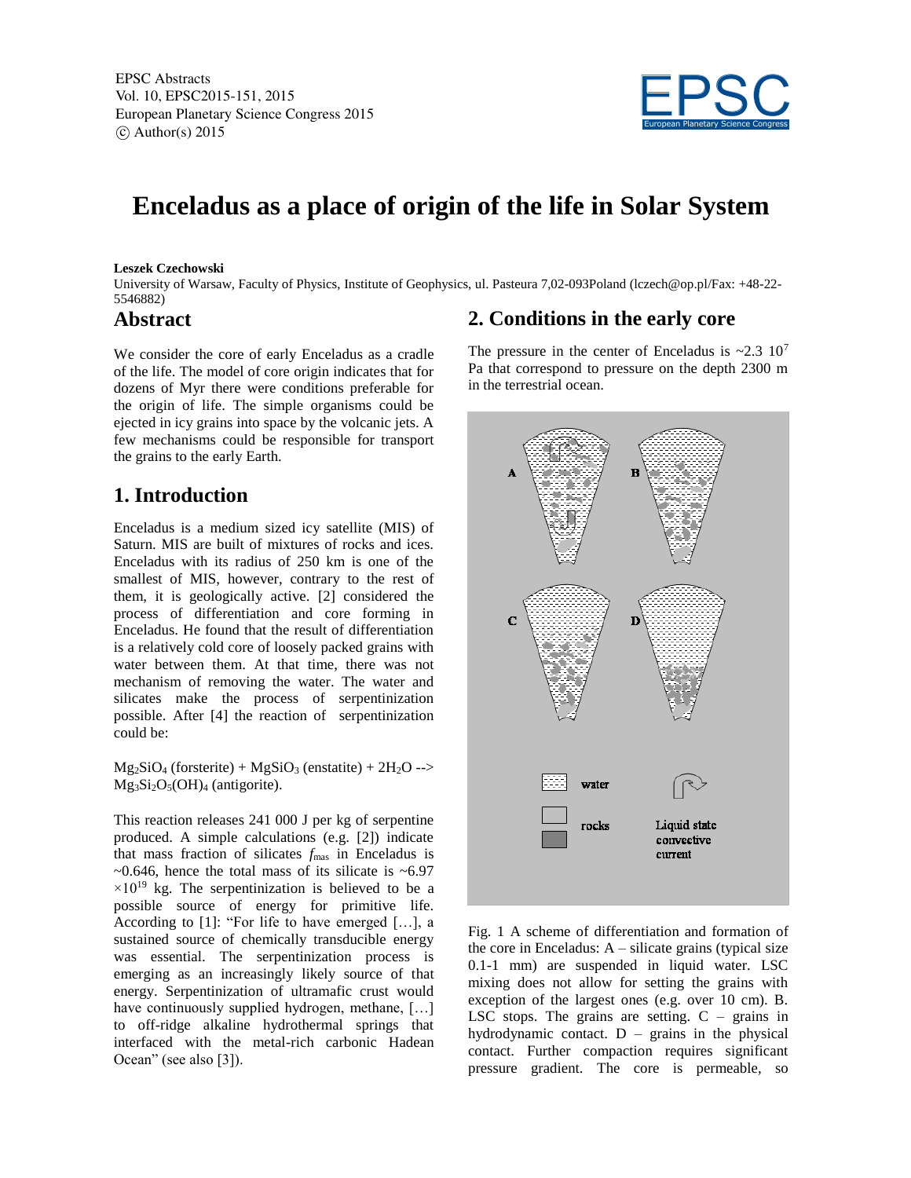# Enceladus as a place of origin of the life in Solar System

**Leszek Czechowski**

University of Warsaw, Faculty of Physics, Institute of Geophysics, ul. Pasteura 7,02-093Poland (lczech@op.pl/Fax: +48-22-5546882)

## Abstract

We consider the core of early Enceladus as a cradle of the life. The model of core origin indicates that for dozens of Myr there were conditions preferable for the origin of life. The simple organisms could be ejected in icy grains into space by the volcanic jets. A few mechanisms could be responsible for transport the grains to the early Earth.

## 1. Introduction

Enceladus is a medium sized icy satellite (MIS) of Saturn. MIS are built of mixtures of rocks and ices. Enceladus with its radius of 250 km is one of the smallest of MIS, however, contrary to the rest of them, it is geologically active. [2] considered the process of differentiation and core forming in Enceladus. He found that the result of differentiation is a relatively cold core of loosely packed grains with water between them. At that time, there was not mechanism of removing the water. The water and silicates make the process of serpentinization possible. After [4] the reaction of serpentinization could be:

$Mg_2SiO_4$ (forsterite) + $MgSiO_3$ (enstatite) + $2H_2O$ --> $Mg_3Si_2O_5(OH)_4$ (antigorite).

This reaction releases 241 000 J per kg of serpentine produced. A simple calculations (e.g. [2]) indicate that mass fraction of silicates $f_{mas}$ in Enceladus is ~0.646, hence the total mass of its silicate is ~6.97 $\times 10^{19}$ kg. The serpentinization is believed to be a possible source of energy for primitive life. According to [1]: "For life to have emerged […], a sustained source of chemically transducible energy was essential. The serpentinization process is emerging as an increasingly likely source of that energy. Serpentinization of ultramafic crust would have continuously supplied hydrogen, methane, […] to off-ridge alkaline hydrothermal springs that interfaced with the metal-rich carbonic Hadean Ocean" (see also [3]).

## 2. Conditions in the early core

The pressure in the center of Enceladus is ~2.3 $10^7$ Pa that correspond to pressure on the depth 2300 m in the terrestrial ocean.

Fig. 1 A scheme of differentiation and formation of the core in Enceladus: A – silicate grains (typical size 0.1-1 mm) are suspended in liquid water. LSC mixing does not allow for setting the grains with exception of the largest ones (e.g. over 10 cm). B. LSC stops. The grains are setting. C – grains in hydrodynamic contact. D – grains in the physical contact. Further compaction requires significant pressure gradient. The core is permeable, so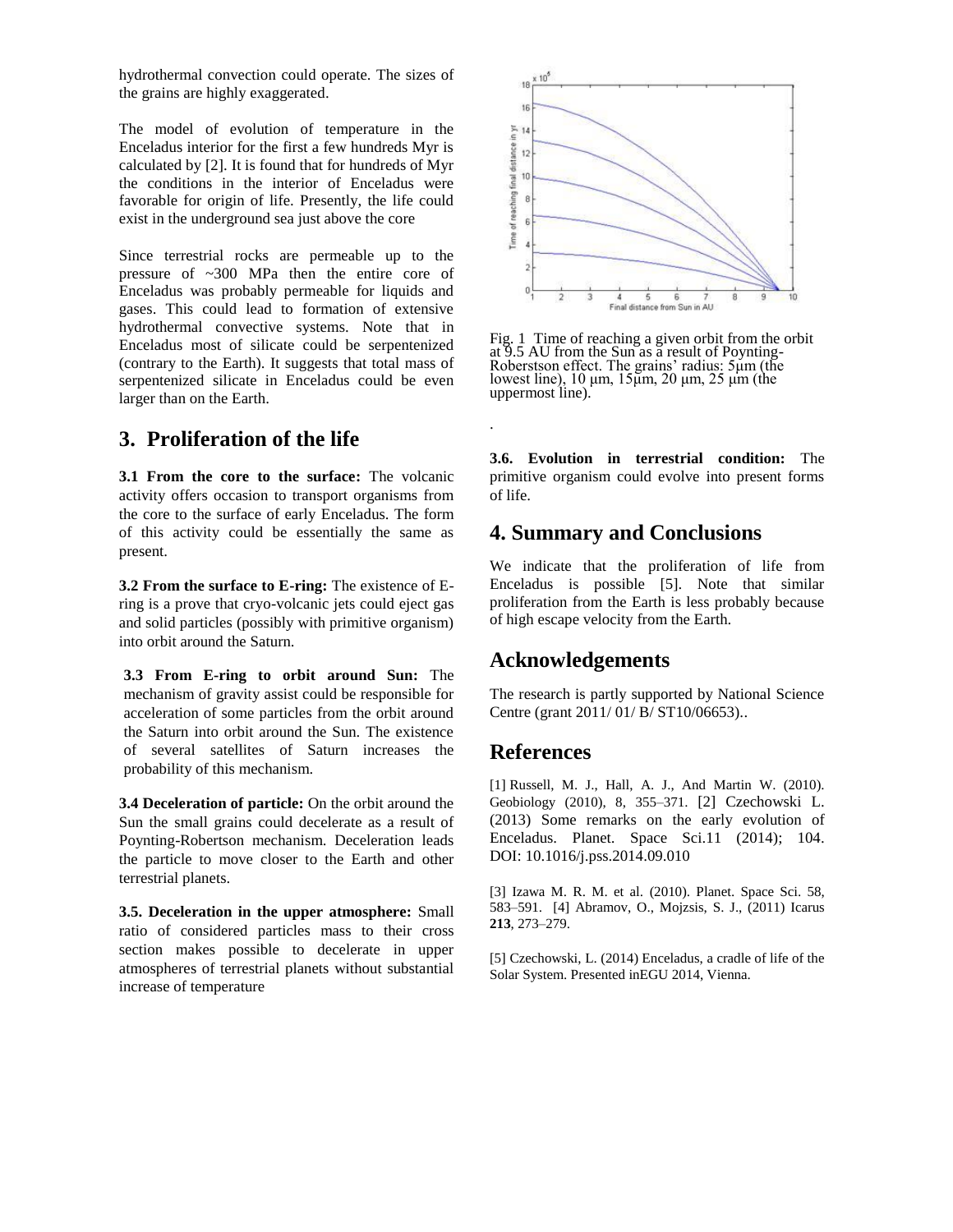hydrothermal convection could operate. The sizes of the grains are highly exaggerated.

The model of evolution of temperature in the Enceladus interior for the first a few hundreds Myr is calculated by [2]. It is found that for hundreds of Myr the conditions in the interior of Enceladus were favorable for origin of life. Presently, the life could exist in the underground sea just above the core

Since terrestrial rocks are permeable up to the pressure of ~300 MPa then the entire core of Enceladus was probably permeable for liquids and gases. This could lead to formation of extensive hydrothermal convective systems. Note that in Enceladus most of silicate could be serpentenized (contrary to the Earth). It suggests that total mass of serpentenized silicate in Enceladus could be even larger than on the Earth.

## 3. Proliferation of the life

**3.1 From the core to the surface:** The volcanic activity offers occasion to transport organisms from the core to the surface of early Enceladus. The form of this activity could be essentially the same as present.

**3.2 From the surface to E-ring:** The existence of E-ring is a prove that cryo-volcanic jets could eject gas and solid particles (possibly with primitive organism) into orbit around the Saturn.

**3.3 From E-ring to orbit around Sun:** The mechanism of gravity assist could be responsible for acceleration of some particles from the orbit around the Saturn into orbit around the Sun. The existence of several satellites of Saturn increases the probability of this mechanism.

**3.4 Deceleration of particle:** On the orbit around the Sun the small grains could decelerate as a result of Poynting-Robertson mechanism. Deceleration leads the particle to move closer to the Earth and other terrestrial planets.

**3.5. Deceleration in the upper atmosphere:** Small ratio of considered particles mass to their cross section makes possible to decelerate in upper atmospheres of terrestrial planets without substantial increase of temperature

x 10^6

Time of reaching final distance in yr

Final distance from Sun in AU

Fig. 1 Time of reaching a given orbit from the orbit at 9.5 AU from the Sun as a result of Poynting-Roberstson effect. The grains' radius: 5μm (the lowest line), 10 μm, 15μm, 20 μm, 25 μm (the uppermost line).

**3.6. Evolution in terrestrial condition:** The primitive organism could evolve into present forms of life.

## 4. Summary and Conclusions

We indicate that the proliferation of life from Enceladus is possible [5]. Note that similar proliferation from the Earth is less probably because of high escape velocity from the Earth.

## Acknowledgements

The research is partly supported by National Science Centre (grant 2011/ 01/ B/ ST10/06653)..

## References

[1] Russell, M. J., Hall, A. J., And Martin W. (2010). Geobiology (2010), 8, 355–371. [2] Czechowski L. (2013) Some remarks on the early evolution of Enceladus. Planet. Space Sci.11 (2014); 104. DOI: 10.1016/j.pss.2014.09.010

[3] Izawa M. R. M. et al. (2010). Planet. Space Sci. 58, 583–591. [4] Abramov, O., Mojzsis, S. J., (2011) Icarus **213**, 273–279.

[5] Czechowski, L. (2014) Enceladus, a cradle of life of the Solar System. Presented inEGU 2014, Vienna.